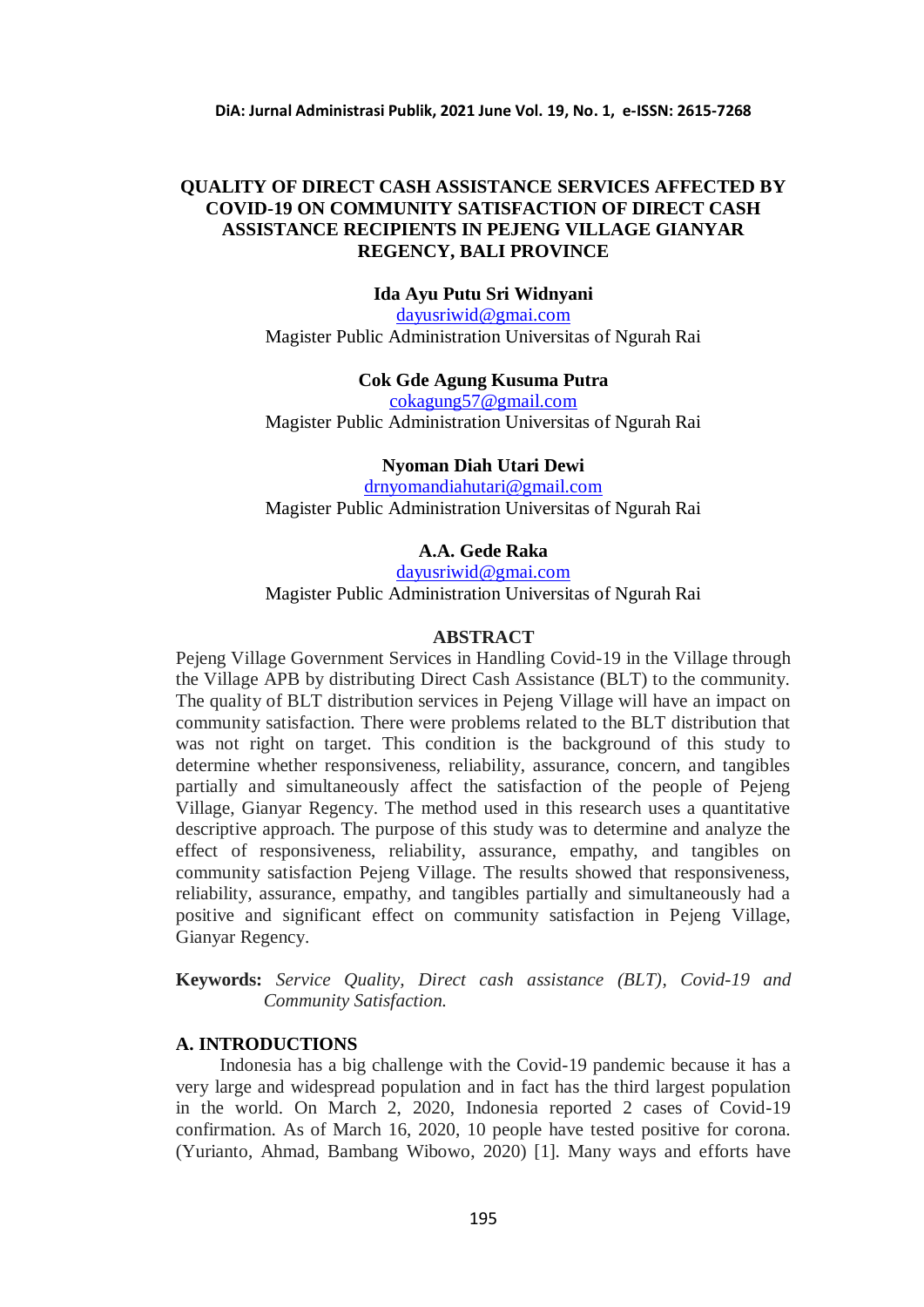# QUALITY OF DIRECT CASH ASSISTANCE SERVICES AFFECTED BY COVID-19 ON COMMUNITY SATISFACTION OF DIRECT CASH ASSISTANCE RECIPIENTS IN PEJENG VILLAGE GIANYAR REGENCY, BALI PROVINCE

**Ida Ayu Putu Sri Widnyani**
dayusriwid@gmai.com
Magister Public Administration Universitas of Ngurah Rai

**Cok Gde Agung Kusuma Putra**
cokagung57@gmail.com
Magister Public Administration Universitas of Ngurah Rai

**Nyoman Diah Utari Dewi**
drnyomandiahutari@gmail.com
Magister Public Administration Universitas of Ngurah Rai

**A.A. Gede Raka**
dayusriwid@gmai.com
Magister Public Administration Universitas of Ngurah Rai

## ABSTRACT

Pejeng Village Government Services in Handling Covid-19 in the Village through the Village APB by distributing Direct Cash Assistance (BLT) to the community. The quality of BLT distribution services in Pejeng Village will have an impact on community satisfaction. There were problems related to the BLT distribution that was not right on target. This condition is the background of this study to determine whether responsiveness, reliability, assurance, concern, and tangibles partially and simultaneously affect the satisfaction of the people of Pejeng Village, Gianyar Regency. The method used in this research uses a quantitative descriptive approach. The purpose of this study was to determine and analyze the effect of responsiveness, reliability, assurance, empathy, and tangibles on community satisfaction Pejeng Village. The results showed that responsiveness, reliability, assurance, empathy, and tangibles partially and simultaneously had a positive and significant effect on community satisfaction in Pejeng Village, Gianyar Regency.

**Keywords:** *Service Quality, Direct cash assistance (BLT), Covid-19 and Community Satisfaction.*

## A. INTRODUCTIONS

Indonesia has a big challenge with the Covid-19 pandemic because it has a very large and widespread population and in fact has the third largest population in the world. On March 2, 2020, Indonesia reported 2 cases of Covid-19 confirmation. As of March 16, 2020, 10 people have tested positive for corona. (Yurianto, Ahmad, Bambang Wibowo, 2020) [1]. Many ways and efforts have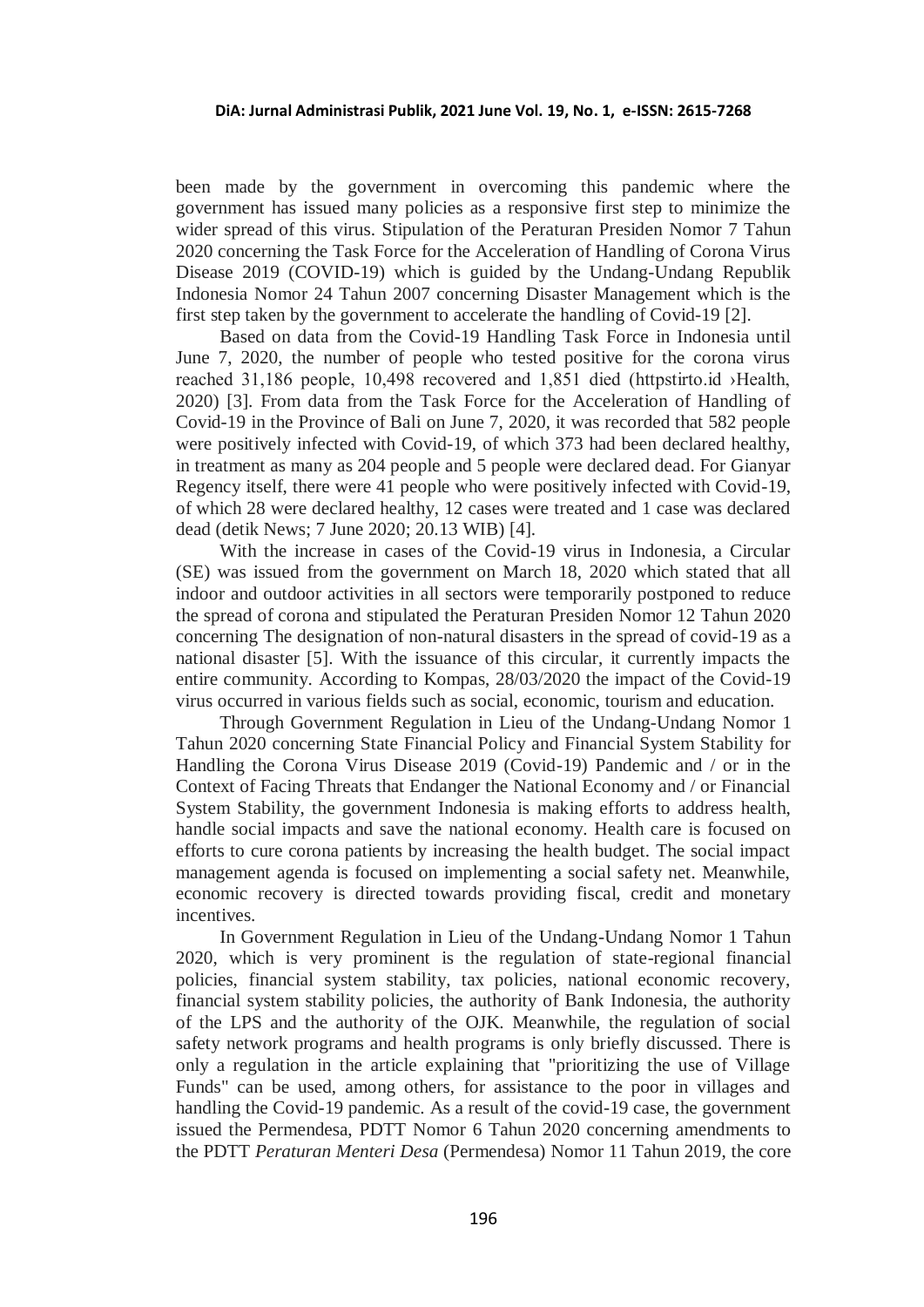been made by the government in overcoming this pandemic where the government has issued many policies as a responsive first step to minimize the wider spread of this virus. Stipulation of the Peraturan Presiden Nomor 7 Tahun 2020 concerning the Task Force for the Acceleration of Handling of Corona Virus Disease 2019 (COVID-19) which is guided by the Undang-Undang Republik Indonesia Nomor 24 Tahun 2007 concerning Disaster Management which is the first step taken by the government to accelerate the handling of Covid-19 [2].

Based on data from the Covid-19 Handling Task Force in Indonesia until June 7, 2020, the number of people who tested positive for the corona virus reached 31,186 people, 10,498 recovered and 1,851 died (httpstirto.id ›Health, 2020) [3]. From data from the Task Force for the Acceleration of Handling of Covid-19 in the Province of Bali on June 7, 2020, it was recorded that 582 people were positively infected with Covid-19, of which 373 had been declared healthy, in treatment as many as 204 people and 5 people were declared dead. For Gianyar Regency itself, there were 41 people who were positively infected with Covid-19, of which 28 were declared healthy, 12 cases were treated and 1 case was declared dead (detik News; 7 June 2020; 20.13 WIB) [4].

With the increase in cases of the Covid-19 virus in Indonesia, a Circular (SE) was issued from the government on March 18, 2020 which stated that all indoor and outdoor activities in all sectors were temporarily postponed to reduce the spread of corona and stipulated the Peraturan Presiden Nomor 12 Tahun 2020 concerning The designation of non-natural disasters in the spread of covid-19 as a national disaster [5]. With the issuance of this circular, it currently impacts the entire community. According to Kompas, 28/03/2020 the impact of the Covid-19 virus occurred in various fields such as social, economic, tourism and education.

Through Government Regulation in Lieu of the Undang-Undang Nomor 1 Tahun 2020 concerning State Financial Policy and Financial System Stability for Handling the Corona Virus Disease 2019 (Covid-19) Pandemic and / or in the Context of Facing Threats that Endanger the National Economy and / or Financial System Stability, the government Indonesia is making efforts to address health, handle social impacts and save the national economy. Health care is focused on efforts to cure corona patients by increasing the health budget. The social impact management agenda is focused on implementing a social safety net. Meanwhile, economic recovery is directed towards providing fiscal, credit and monetary incentives.

In Government Regulation in Lieu of the Undang-Undang Nomor 1 Tahun 2020, which is very prominent is the regulation of state-regional financial policies, financial system stability, tax policies, national economic recovery, financial system stability policies, the authority of Bank Indonesia, the authority of the LPS and the authority of the OJK. Meanwhile, the regulation of social safety network programs and health programs is only briefly discussed. There is only a regulation in the article explaining that "prioritizing the use of Village Funds" can be used, among others, for assistance to the poor in villages and handling the Covid-19 pandemic. As a result of the covid-19 case, the government issued the Permendesa, PDTT Nomor 6 Tahun 2020 concerning amendments to the PDTT *Peraturan Menteri Desa* (Permendesa) Nomor 11 Tahun 2019, the core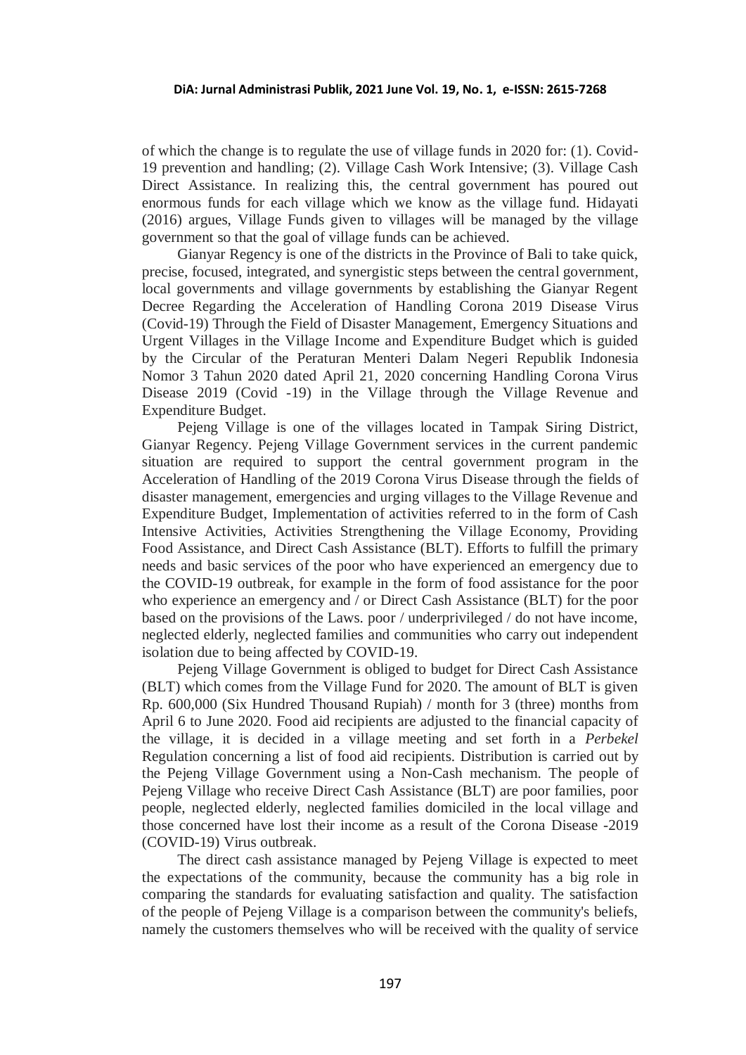of which the change is to regulate the use of village funds in 2020 for: (1). Covid-19 prevention and handling; (2). Village Cash Work Intensive; (3). Village Cash Direct Assistance. In realizing this, the central government has poured out enormous funds for each village which we know as the village fund. Hidayati (2016) argues, Village Funds given to villages will be managed by the village government so that the goal of village funds can be achieved.

Gianyar Regency is one of the districts in the Province of Bali to take quick, precise, focused, integrated, and synergistic steps between the central government, local governments and village governments by establishing the Gianyar Regent Decree Regarding the Acceleration of Handling Corona 2019 Disease Virus (Covid-19) Through the Field of Disaster Management, Emergency Situations and Urgent Villages in the Village Income and Expenditure Budget which is guided by the Circular of the Peraturan Menteri Dalam Negeri Republik Indonesia Nomor 3 Tahun 2020 dated April 21, 2020 concerning Handling Corona Virus Disease 2019 (Covid -19) in the Village through the Village Revenue and Expenditure Budget.

Pejeng Village is one of the villages located in Tampak Siring District, Gianyar Regency. Pejeng Village Government services in the current pandemic situation are required to support the central government program in the Acceleration of Handling of the 2019 Corona Virus Disease through the fields of disaster management, emergencies and urging villages to the Village Revenue and Expenditure Budget, Implementation of activities referred to in the form of Cash Intensive Activities, Activities Strengthening the Village Economy, Providing Food Assistance, and Direct Cash Assistance (BLT). Efforts to fulfill the primary needs and basic services of the poor who have experienced an emergency due to the COVID-19 outbreak, for example in the form of food assistance for the poor who experience an emergency and / or Direct Cash Assistance (BLT) for the poor based on the provisions of the Laws. poor / underprivileged / do not have income, neglected elderly, neglected families and communities who carry out independent isolation due to being affected by COVID-19.

Pejeng Village Government is obliged to budget for Direct Cash Assistance (BLT) which comes from the Village Fund for 2020. The amount of BLT is given Rp. 600,000 (Six Hundred Thousand Rupiah) / month for 3 (three) months from April 6 to June 2020. Food aid recipients are adjusted to the financial capacity of the village, it is decided in a village meeting and set forth in a *Perbekel* Regulation concerning a list of food aid recipients. Distribution is carried out by the Pejeng Village Government using a Non-Cash mechanism. The people of Pejeng Village who receive Direct Cash Assistance (BLT) are poor families, poor people, neglected elderly, neglected families domiciled in the local village and those concerned have lost their income as a result of the Corona Disease -2019 (COVID-19) Virus outbreak.

The direct cash assistance managed by Pejeng Village is expected to meet the expectations of the community, because the community has a big role in comparing the standards for evaluating satisfaction and quality. The satisfaction of the people of Pejeng Village is a comparison between the community's beliefs, namely the customers themselves who will be received with the quality of service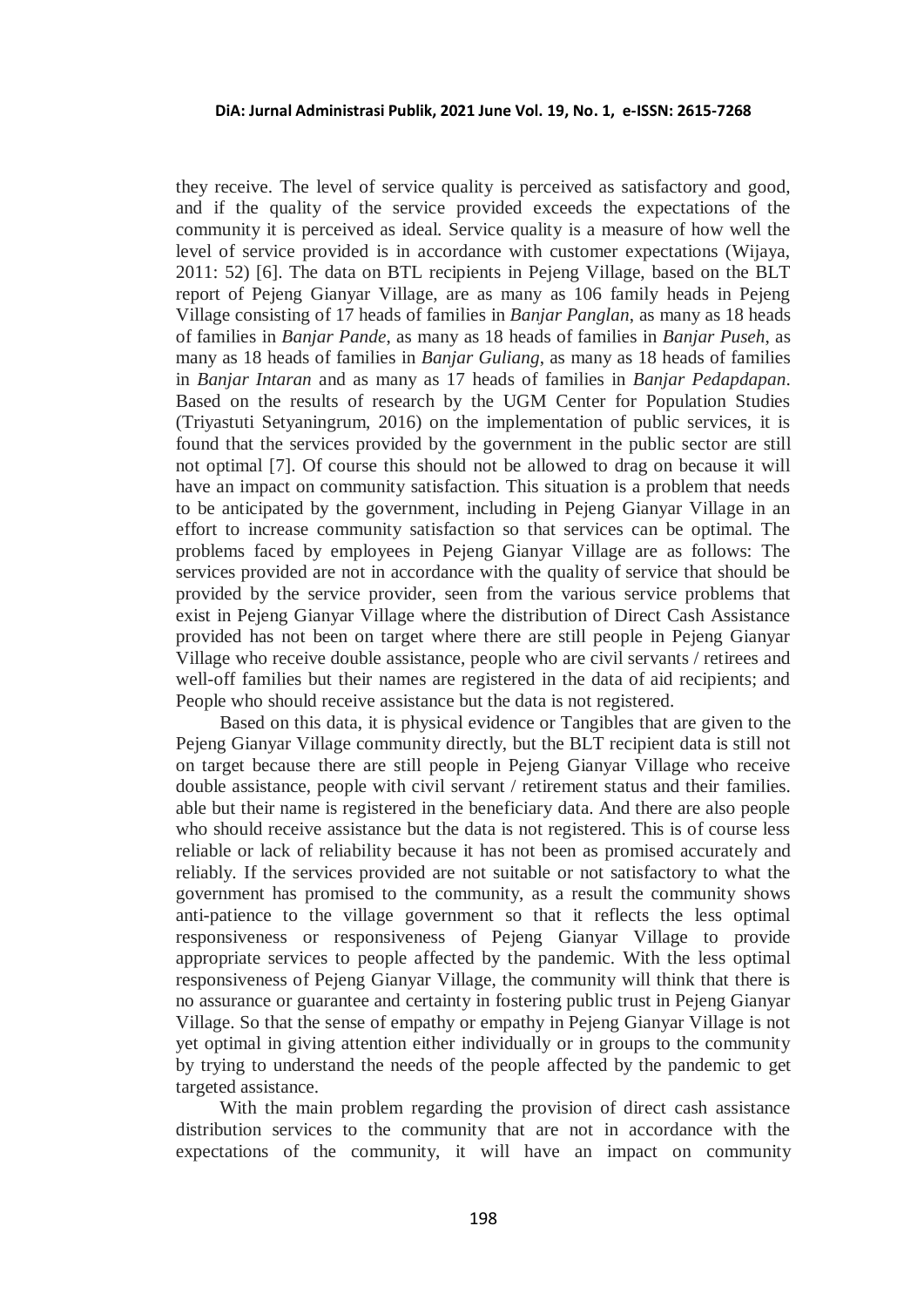they receive. The level of service quality is perceived as satisfactory and good, and if the quality of the service provided exceeds the expectations of the community it is perceived as ideal. Service quality is a measure of how well the level of service provided is in accordance with customer expectations (Wijaya, 2011: 52) [6]. The data on BTL recipients in Pejeng Village, based on the BLT report of Pejeng Gianyar Village, are as many as 106 family heads in Pejeng Village consisting of 17 heads of families in *Banjar Panglan*, as many as 18 heads of families in *Banjar Pande*, as many as 18 heads of families in *Banjar Puseh*, as many as 18 heads of families in *Banjar Guliang*, as many as 18 heads of families in *Banjar Intaran* and as many as 17 heads of families in *Banjar Pedapdapan*. Based on the results of research by the UGM Center for Population Studies (Triyastuti Setyaningrum, 2016) on the implementation of public services, it is found that the services provided by the government in the public sector are still not optimal [7]. Of course this should not be allowed to drag on because it will have an impact on community satisfaction. This situation is a problem that needs to be anticipated by the government, including in Pejeng Gianyar Village in an effort to increase community satisfaction so that services can be optimal. The problems faced by employees in Pejeng Gianyar Village are as follows: The services provided are not in accordance with the quality of service that should be provided by the service provider, seen from the various service problems that exist in Pejeng Gianyar Village where the distribution of Direct Cash Assistance provided has not been on target where there are still people in Pejeng Gianyar Village who receive double assistance, people who are civil servants / retirees and well-off families but their names are registered in the data of aid recipients; and People who should receive assistance but the data is not registered.

Based on this data, it is physical evidence or Tangibles that are given to the Pejeng Gianyar Village community directly, but the BLT recipient data is still not on target because there are still people in Pejeng Gianyar Village who receive double assistance, people with civil servant / retirement status and their families. able but their name is registered in the beneficiary data. And there are also people who should receive assistance but the data is not registered. This is of course less reliable or lack of reliability because it has not been as promised accurately and reliably. If the services provided are not suitable or not satisfactory to what the government has promised to the community, as a result the community shows anti-patience to the village government so that it reflects the less optimal responsiveness or responsiveness of Pejeng Gianyar Village to provide appropriate services to people affected by the pandemic. With the less optimal responsiveness of Pejeng Gianyar Village, the community will think that there is no assurance or guarantee and certainty in fostering public trust in Pejeng Gianyar Village. So that the sense of empathy or empathy in Pejeng Gianyar Village is not yet optimal in giving attention either individually or in groups to the community by trying to understand the needs of the people affected by the pandemic to get targeted assistance.

With the main problem regarding the provision of direct cash assistance distribution services to the community that are not in accordance with the expectations of the community, it will have an impact on community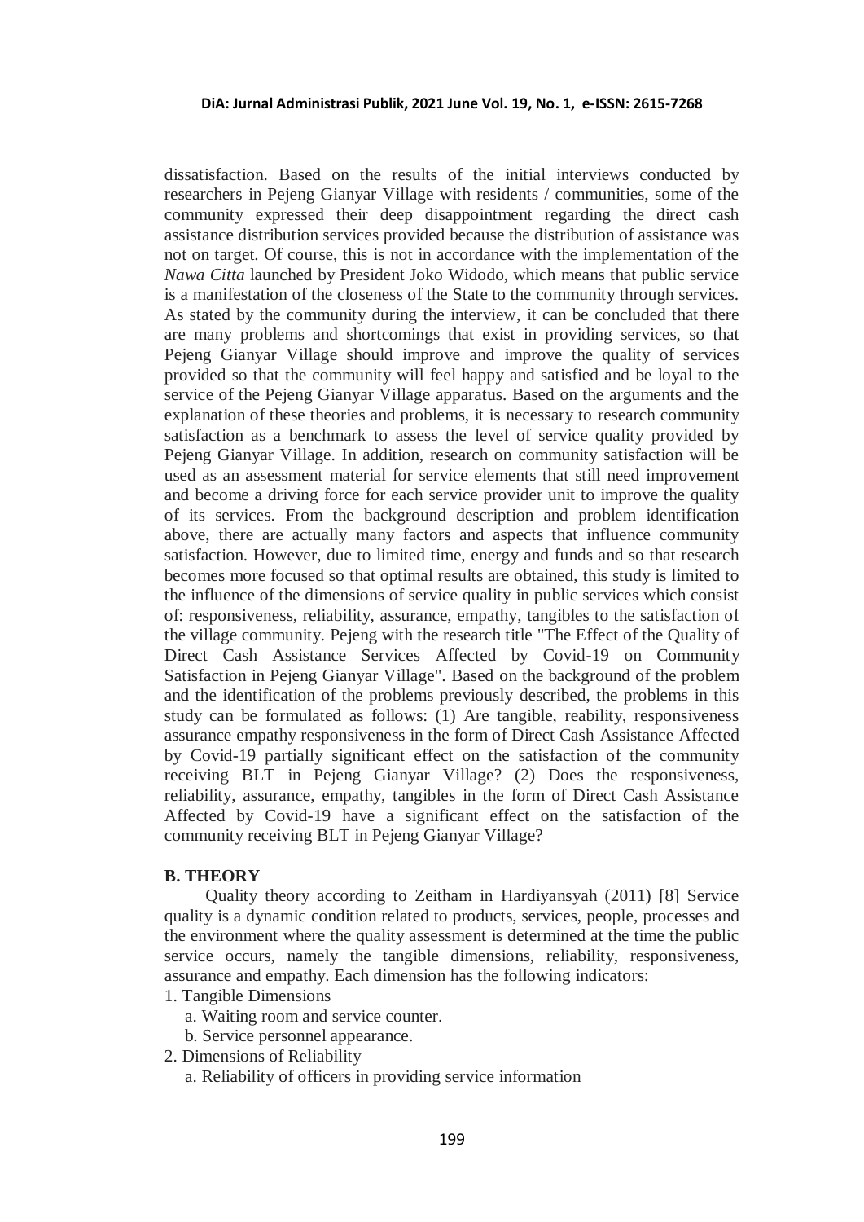dissatisfaction. Based on the results of the initial interviews conducted by researchers in Pejeng Gianyar Village with residents / communities, some of the community expressed their deep disappointment regarding the direct cash assistance distribution services provided because the distribution of assistance was not on target. Of course, this is not in accordance with the implementation of the *Nawa Citta* launched by President Joko Widodo, which means that public service is a manifestation of the closeness of the State to the community through services. As stated by the community during the interview, it can be concluded that there are many problems and shortcomings that exist in providing services, so that Pejeng Gianyar Village should improve and improve the quality of services provided so that the community will feel happy and satisfied and be loyal to the service of the Pejeng Gianyar Village apparatus. Based on the arguments and the explanation of these theories and problems, it is necessary to research community satisfaction as a benchmark to assess the level of service quality provided by Pejeng Gianyar Village. In addition, research on community satisfaction will be used as an assessment material for service elements that still need improvement and become a driving force for each service provider unit to improve the quality of its services. From the background description and problem identification above, there are actually many factors and aspects that influence community satisfaction. However, due to limited time, energy and funds and so that research becomes more focused so that optimal results are obtained, this study is limited to the influence of the dimensions of service quality in public services which consist of: responsiveness, reliability, assurance, empathy, tangibles to the satisfaction of the village community. Pejeng with the research title "The Effect of the Quality of Direct Cash Assistance Services Affected by Covid-19 on Community Satisfaction in Pejeng Gianyar Village". Based on the background of the problem and the identification of the problems previously described, the problems in this study can be formulated as follows: (1) Are tangible, reability, responsiveness assurance empathy responsiveness in the form of Direct Cash Assistance Affected by Covid-19 partially significant effect on the satisfaction of the community receiving BLT in Pejeng Gianyar Village? (2) Does the responsiveness, reliability, assurance, empathy, tangibles in the form of Direct Cash Assistance Affected by Covid-19 have a significant effect on the satisfaction of the community receiving BLT in Pejeng Gianyar Village?

## B. THEORY

Quality theory according to Zeitham in Hardiyansyah (2011) [8] Service quality is a dynamic condition related to products, services, people, processes and the environment where the quality assessment is determined at the time the public service occurs, namely the tangible dimensions, reliability, responsiveness, assurance and empathy. Each dimension has the following indicators:

1. Tangible Dimensions
   a. Waiting room and service counter.
   b. Service personnel appearance.
2. Dimensions of Reliability
   a. Reliability of officers in providing service information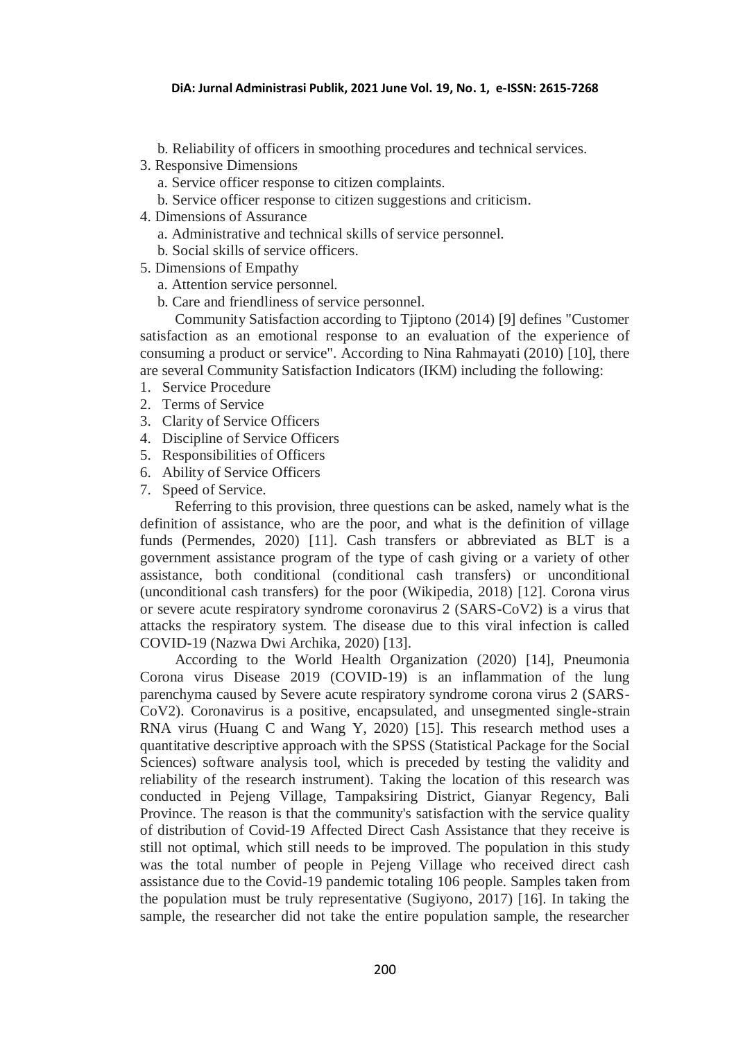b. Reliability of officers in smoothing procedures and technical services.

3. Responsive Dimensions
   a. Service officer response to citizen complaints.
   b. Service officer response to citizen suggestions and criticism.
4. Dimensions of Assurance
   a. Administrative and technical skills of service personnel.
   b. Social skills of service officers.
5. Dimensions of Empathy
   a. Attention service personnel.
   b. Care and friendliness of service personnel.

Community Satisfaction according to Tjiptono (2014) [9] defines "Customer satisfaction as an emotional response to an evaluation of the experience of consuming a product or service". According to Nina Rahmayati (2010) [10], there are several Community Satisfaction Indicators (IKM) including the following:

1. Service Procedure
2. Terms of Service
3. Clarity of Service Officers
4. Discipline of Service Officers
5. Responsibilities of Officers
6. Ability of Service Officers
7. Speed of Service.

Referring to this provision, three questions can be asked, namely what is the definition of assistance, who are the poor, and what is the definition of village funds (Permendes, 2020) [11]. Cash transfers or abbreviated as BLT is a government assistance program of the type of cash giving or a variety of other assistance, both conditional (conditional cash transfers) or unconditional (unconditional cash transfers) for the poor (Wikipedia, 2018) [12]. Corona virus or severe acute respiratory syndrome coronavirus 2 (SARS-CoV2) is a virus that attacks the respiratory system. The disease due to this viral infection is called COVID-19 (Nazwa Dwi Archika, 2020) [13].

According to the World Health Organization (2020) [14], Pneumonia Corona virus Disease 2019 (COVID-19) is an inflammation of the lung parenchyma caused by Severe acute respiratory syndrome corona virus 2 (SARS-CoV2). Coronavirus is a positive, encapsulated, and unsegmented single-strain RNA virus (Huang C and Wang Y, 2020) [15]. This research method uses a quantitative descriptive approach with the SPSS (Statistical Package for the Social Sciences) software analysis tool, which is preceded by testing the validity and reliability of the research instrument). Taking the location of this research was conducted in Pejeng Village, Tampaksiring District, Gianyar Regency, Bali Province. The reason is that the community's satisfaction with the service quality of distribution of Covid-19 Affected Direct Cash Assistance that they receive is still not optimal, which still needs to be improved. The population in this study was the total number of people in Pejeng Village who received direct cash assistance due to the Covid-19 pandemic totaling 106 people. Samples taken from the population must be truly representative (Sugiyono, 2017) [16]. In taking the sample, the researcher did not take the entire population sample, the researcher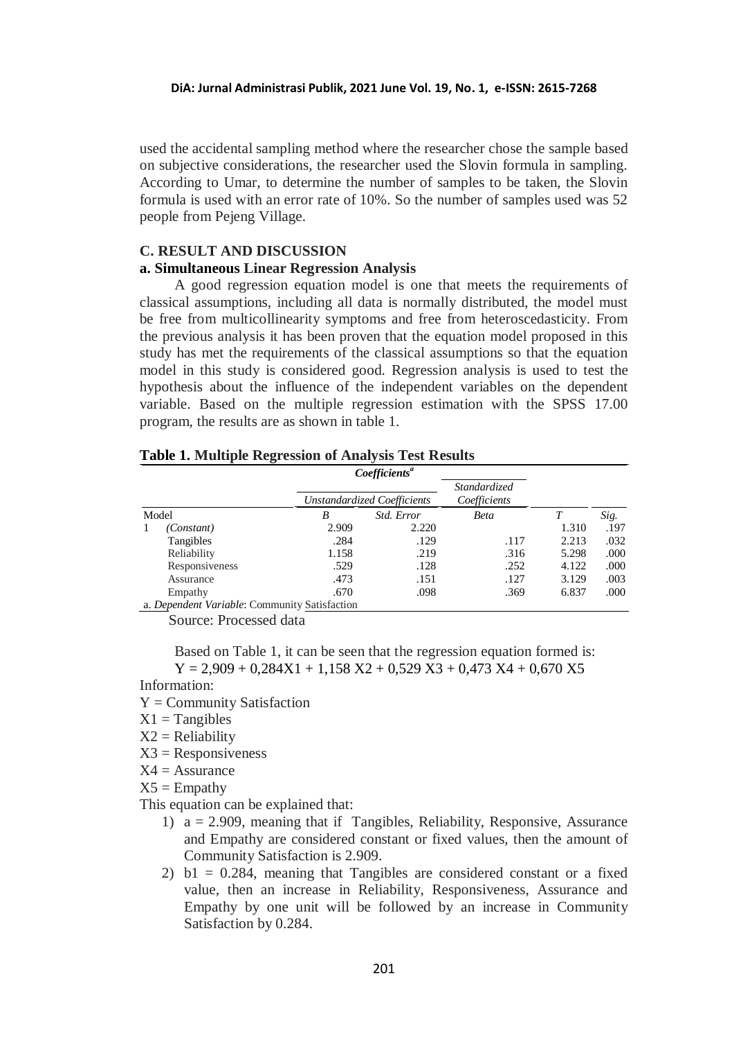used the accidental sampling method where the researcher chose the sample based on subjective considerations, the researcher used the Slovin formula in sampling. According to Umar, to determine the number of samples to be taken, the Slovin formula is used with an error rate of 10%. So the number of samples used was 52 people from Pejeng Village.

## C. RESULT AND DISCUSSION

### a. Simultaneous Linear Regression Analysis

A good regression equation model is one that meets the requirements of classical assumptions, including all data is normally distributed, the model must be free from multicollinearity symptoms and free from heteroscedasticity. From the previous analysis it has been proven that the equation model proposed in this study has met the requirements of the classical assumptions so that the equation model in this study is considered good. Regression analysis is used to test the hypothesis about the influence of the independent variables on the dependent variable. Based on the multiple regression estimation with the SPSS 17.00 program, the results are as shown in table 1.

**Table 1. Multiple Regression of Analysis Test Results**

| Model | | *Unstandardized Coefficients* | | *Standardized Coefficients* | | |
|---|---|---|---|---|---|---|
| | | *B* | *Std. Error* | *Beta* | *T* | *Sig.* |
| 1 | *(Constant)* | 2.909 | 2.220 | | 1.310 | .197 |
| | Tangibles | .284 | .129 | .117 | 2.213 | .032 |
| | Reliability | 1.158 | .219 | .316 | 5.298 | .000 |
| | Responsiveness | .529 | .128 | .252 | 4.122 | .000 |
| | Assurance | .473 | .151 | .127 | 3.129 | .003 |
| | Empathy | .670 | .098 | .369 | 6.837 | .000 |

*Coefficients*[a]

a. *Dependent Variable*: Community Satisfaction

Source: Processed data

Based on Table 1, it can be seen that the regression equation formed is:

$$Y = 2{,}909 + 0{,}284X1 + 1{,}158\ X2 + 0{,}529\ X3 + 0{,}473\ X4 + 0{,}670\ X5$$

Information:

Y = Community Satisfaction

X1 = Tangibles

X2 = Reliability

X3 = Responsiveness

X4 = Assurance

X5 = Empathy

This equation can be explained that:

1) a = 2.909, meaning that if Tangibles, Reliability, Responsive, Assurance and Empathy are considered constant or fixed values, then the amount of Community Satisfaction is 2.909.
2) b1 = 0.284, meaning that Tangibles are considered constant or a fixed value, then an increase in Reliability, Responsiveness, Assurance and Empathy by one unit will be followed by an increase in Community Satisfaction by 0.284.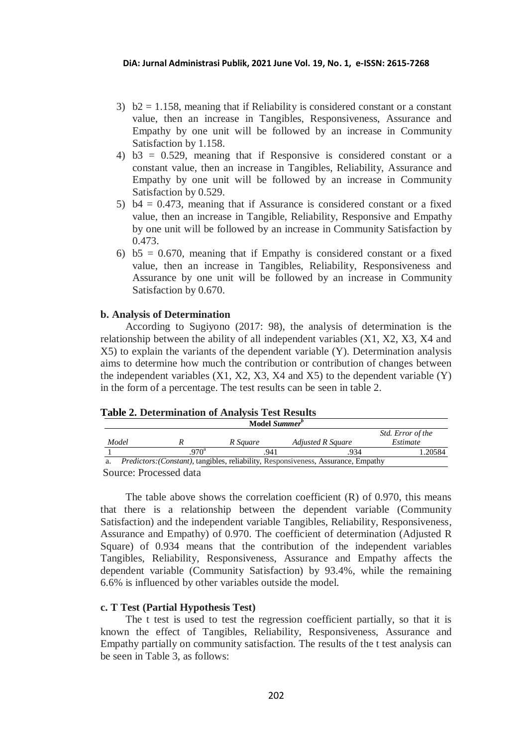3) $b2 = 1.158$, meaning that if Reliability is considered constant or a constant value, then an increase in Tangibles, Responsiveness, Assurance and Empathy by one unit will be followed by an increase in Community Satisfaction by 1.158.
4) $b3 = 0.529$, meaning that if Responsive is considered constant or a constant value, then an increase in Tangibles, Reliability, Assurance and Empathy by one unit will be followed by an increase in Community Satisfaction by 0.529.
5) $b4 = 0.473$, meaning that if Assurance is considered constant or a fixed value, then an increase in Tangible, Reliability, Responsive and Empathy by one unit will be followed by an increase in Community Satisfaction by 0.473.
6) $b5 = 0.670$, meaning that if Empathy is considered constant or a fixed value, then an increase in Tangibles, Reliability, Responsiveness and Assurance by one unit will be followed by an increase in Community Satisfaction by 0.670.

**b. Analysis of Determination**

According to Sugiyono (2017: 98), the analysis of determination is the relationship between the ability of all independent variables (X1, X2, X3, X4 and X5) to explain the variants of the dependent variable (Y). Determination analysis aims to determine how much the contribution or contribution of changes between the independent variables (X1, X2, X3, X4 and X5) to the dependent variable (Y) in the form of a percentage. The test results can be seen in table 2.

**Table 2. Determination of Analysis Test Results**

| Model *Summer*[b] | | | | |
|---|---|---|---|---|
| *Model* | *R* | *R Square* | *Adjusted R Square* | *Std. Error of the Estimate* |
| 1 | .970[a] | .941 | .934 | 1.20584 |
| a. *Predictors:(Constant)*, tangibles, reliability, Responsiveness, Assurance, Empathy | | | | |

Source: Processed data

The table above shows the correlation coefficient (R) of 0.970, this means that there is a relationship between the dependent variable (Community Satisfaction) and the independent variable Tangibles, Reliability, Responsiveness, Assurance and Empathy) of 0.970. The coefficient of determination (Adjusted R Square) of 0.934 means that the contribution of the independent variables Tangibles, Reliability, Responsiveness, Assurance and Empathy affects the dependent variable (Community Satisfaction) by 93.4%, while the remaining 6.6% is influenced by other variables outside the model.

**c. T Test (Partial Hypothesis Test)**

The t test is used to test the regression coefficient partially, so that it is known the effect of Tangibles, Reliability, Responsiveness, Assurance and Empathy partially on community satisfaction. The results of the t test analysis can be seen in Table 3, as follows: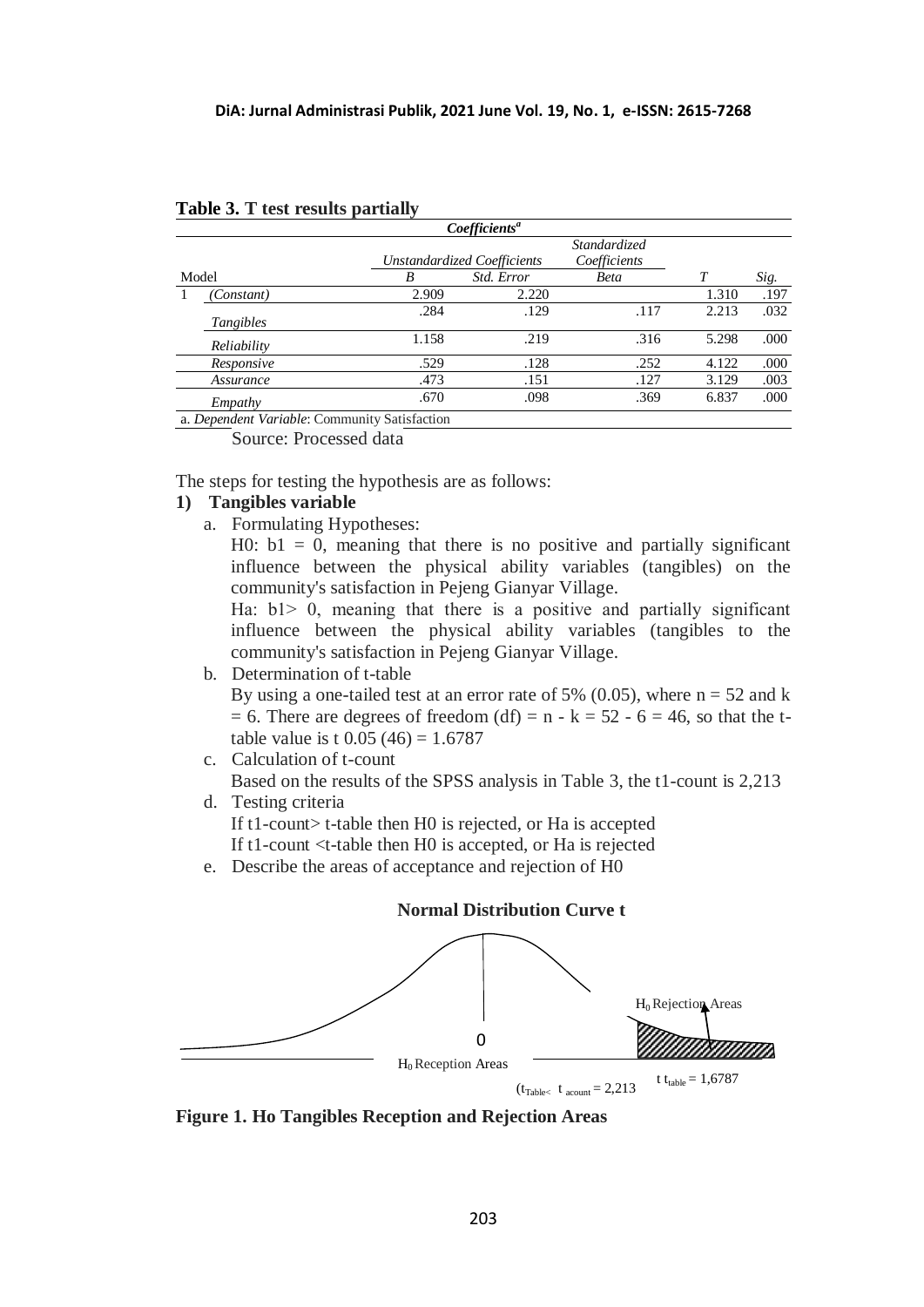**Table 3. T test results partially**

| Coefficients[a] | | | | | | |
|---|---|---|---|---|---|---|
| | | *Unstandardized Coefficients* | | *Standardized Coefficients* | | |
| Model | | *B* | *Std. Error* | *Beta* | *T* | *Sig.* |
| 1 | *(Constant)* | 2.909 | 2.220 | | 1.310 | .197 |
| | *Tangibles* | .284 | .129 | .117 | 2.213 | .032 |
| | *Reliability* | 1.158 | .219 | .316 | 5.298 | .000 |
| | *Responsive* | .529 | .128 | .252 | 4.122 | .000 |
| | *Assurance* | .473 | .151 | .127 | 3.129 | .003 |
| | *Empathy* | .670 | .098 | .369 | 6.837 | .000 |

a. *Dependent Variable*: Community Satisfaction

Source: Processed data

The steps for testing the hypothesis are as follows:

**1) Tangibles variable**

a. Formulating Hypotheses:

H0: b1 = 0, meaning that there is no positive and partially significant influence between the physical ability variables (tangibles) on the community's satisfaction in Pejeng Gianyar Village.

Ha: b1> 0, meaning that there is a positive and partially significant influence between the physical ability variables (tangibles to the community's satisfaction in Pejeng Gianyar Village.

b. Determination of t-table

By using a one-tailed test at an error rate of 5% (0.05), where n = 52 and k = 6. There are degrees of freedom (df) = n - k = 52 - 6 = 46, so that the t-table value is t 0.05 (46) = 1.6787

c. Calculation of t-count

Based on the results of the SPSS analysis in Table 3, the t1-count is 2,213

d. Testing criteria

If t1-count> t-table then H0 is rejected, or Ha is accepted

If t1-count <t-table then H0 is accepted, or Ha is rejected

e. Describe the areas of acceptance and rejection of H0

**Normal Distribution Curve t**

$H_0$ Rejection Areas

0

$H_0$ Reception Areas

$(t_{Table<}\ t_{acount} = 2{,}213$

$t\ t_{table} = 1{,}6787$

**Figure 1. Ho Tangibles Reception and Rejection Areas**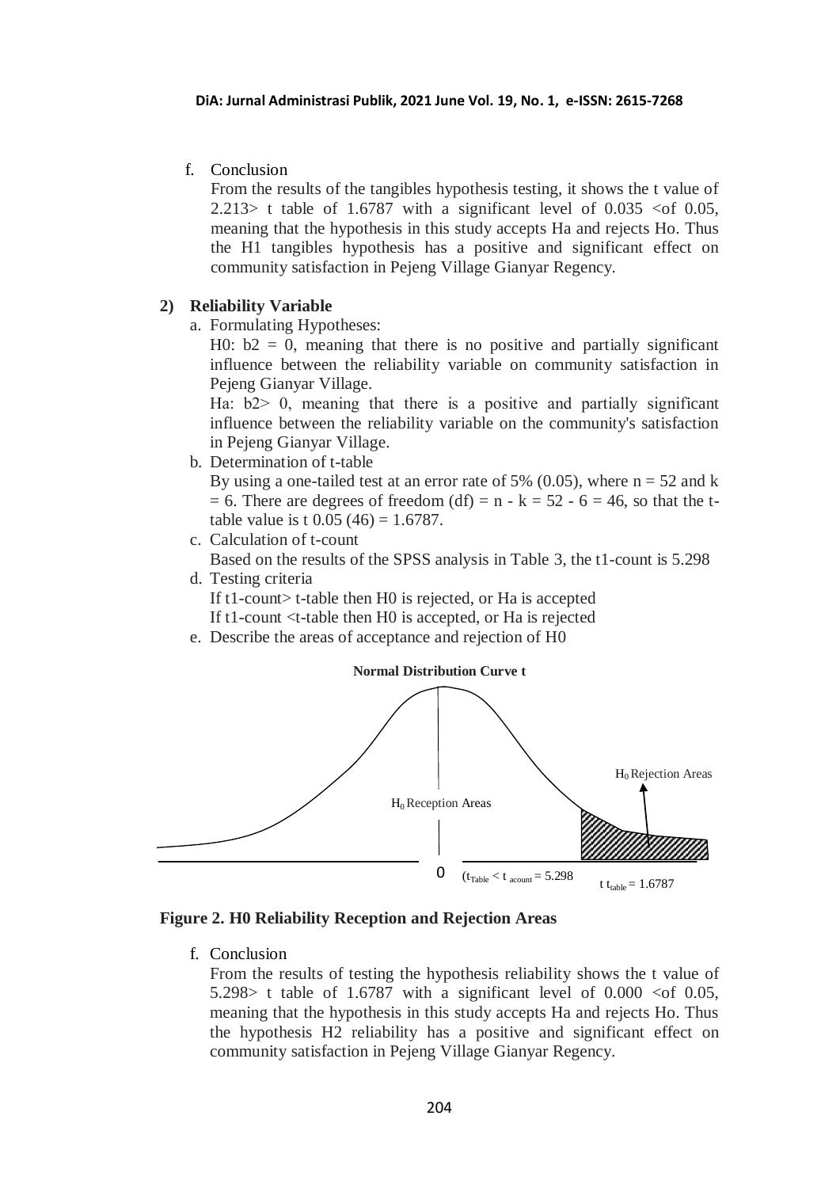f. Conclusion

From the results of the tangibles hypothesis testing, it shows the t value of 2.213> t table of 1.6787 with a significant level of 0.035 <of 0.05, meaning that the hypothesis in this study accepts Ha and rejects Ho. Thus the H1 tangibles hypothesis has a positive and significant effect on community satisfaction in Pejeng Village Gianyar Regency.

**2) Reliability Variable**

a. Formulating Hypotheses:

H0: b2 = 0, meaning that there is no positive and partially significant influence between the reliability variable on community satisfaction in Pejeng Gianyar Village.

Ha: b2> 0, meaning that there is a positive and partially significant influence between the reliability variable on the community's satisfaction in Pejeng Gianyar Village.

b. Determination of t-table

By using a one-tailed test at an error rate of 5% (0.05), where n = 52 and k = 6. There are degrees of freedom (df) = n - k = 52 - 6 = 46, so that the t-table value is t 0.05 (46) = 1.6787.

c. Calculation of t-count

Based on the results of the SPSS analysis in Table 3, the t1-count is 5.298

d. Testing criteria

If t1-count> t-table then H0 is rejected, or Ha is accepted

If t1-count <t-table then H0 is accepted, or Ha is rejected

e. Describe the areas of acceptance and rejection of H0

**Normal Distribution Curve t**

$H_0$ Rejection Areas

$H_0$ Reception Areas

0 $(t_{Table} < t_{acount} = 5.298$ $t\ t_{table} = 1.6787$

**Figure 2. H0 Reliability Reception and Rejection Areas**

f. Conclusion

From the results of testing the hypothesis reliability shows the t value of 5.298> t table of 1.6787 with a significant level of 0.000 <of 0.05, meaning that the hypothesis in this study accepts Ha and rejects Ho. Thus the hypothesis H2 reliability has a positive and significant effect on community satisfaction in Pejeng Village Gianyar Regency.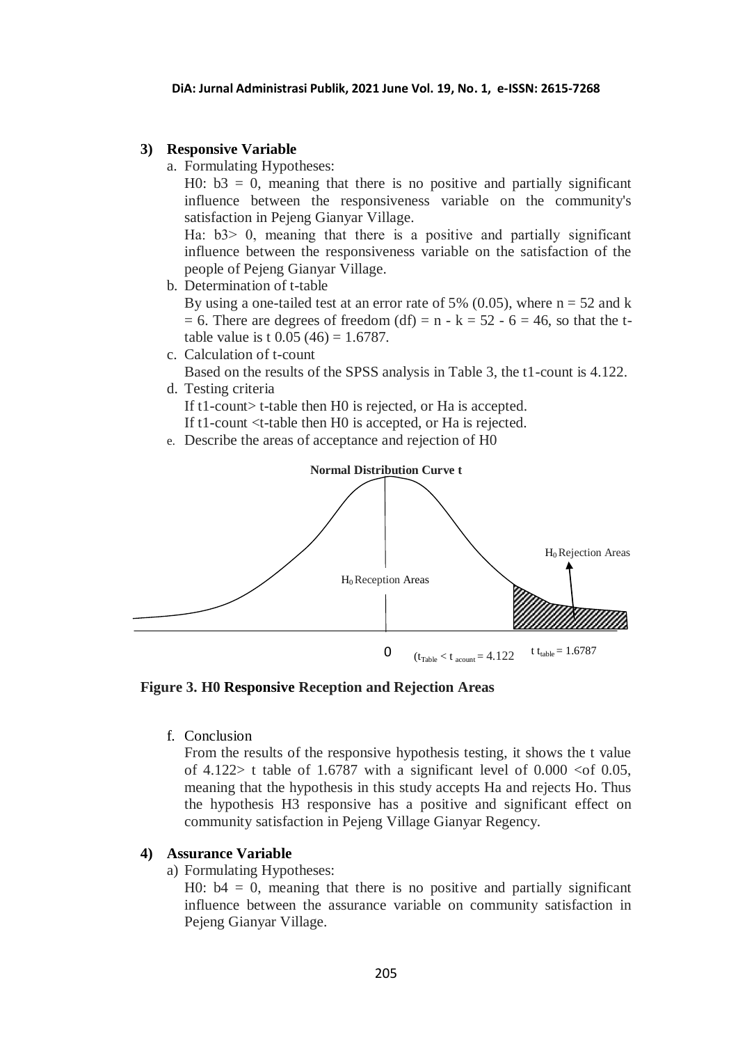## 3) Responsive Variable

a. Formulating Hypotheses:

   H0: b3 = 0, meaning that there is no positive and partially significant influence between the responsiveness variable on the community's satisfaction in Pejeng Gianyar Village.

   Ha: b3> 0, meaning that there is a positive and partially significant influence between the responsiveness variable on the satisfaction of the people of Pejeng Gianyar Village.

b. Determination of t-table

   By using a one-tailed test at an error rate of 5% (0.05), where n = 52 and k = 6. There are degrees of freedom (df) = n - k = 52 - 6 = 46, so that the t-table value is t 0.05 (46) = 1.6787.

c. Calculation of t-count

   Based on the results of the SPSS analysis in Table 3, the t1-count is 4.122.

d. Testing criteria

   If t1-count> t-table then H0 is rejected, or Ha is accepted.

   If t1-count <t-table then H0 is accepted, or Ha is rejected.

e. Describe the areas of acceptance and rejection of H0

Normal Distribution Curve t

$H_0$ Rejection Areas

$H_0$ Reception Areas

0 $(t_{Table} < t_{acount} = 4.122$ $t\ t_{table} = 1.6787$

**Figure 3. H0 Responsive Reception and Rejection Areas**

f. Conclusion

   From the results of the responsive hypothesis testing, it shows the t value of 4.122> t table of 1.6787 with a significant level of 0.000 <of 0.05, meaning that the hypothesis in this study accepts Ha and rejects Ho. Thus the hypothesis H3 responsive has a positive and significant effect on community satisfaction in Pejeng Village Gianyar Regency.

## 4) Assurance Variable

a) Formulating Hypotheses:

   H0: b4 = 0, meaning that there is no positive and partially significant influence between the assurance variable on community satisfaction in Pejeng Gianyar Village.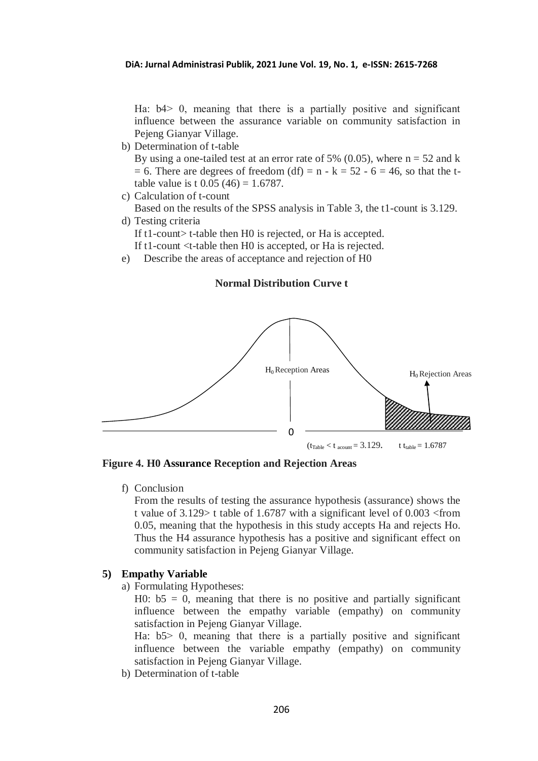Ha: b4> 0, meaning that there is a partially positive and significant influence between the assurance variable on community satisfaction in Pejeng Gianyar Village.

b) Determination of t-table
   By using a one-tailed test at an error rate of 5% (0.05), where n = 52 and k = 6. There are degrees of freedom (df) = n - k = 52 - 6 = 46, so that the t-table value is t 0.05 (46) = 1.6787.

c) Calculation of t-count
   Based on the results of the SPSS analysis in Table 3, the t1-count is 3.129.

d) Testing criteria
   If t1-count> t-table then H0 is rejected, or Ha is accepted.
   If t1-count <t-table then H0 is accepted, or Ha is rejected.

e) Describe the areas of acceptance and rejection of H0

**Normal Distribution Curve t**

$H_0$ Reception Areas

$H_0$ Rejection Areas

0

($t_{Table} < t_{acount} = 3.129$. $t\ t_{table} = 1.6787$

**Figure 4. H0 Assurance Reception and Rejection Areas**

f) Conclusion
   From the results of testing the assurance hypothesis (assurance) shows the t value of 3.129> t table of 1.6787 with a significant level of 0.003 <from 0.05, meaning that the hypothesis in this study accepts Ha and rejects Ho. Thus the H4 assurance hypothesis has a positive and significant effect on community satisfaction in Pejeng Gianyar Village.

**5) Empathy Variable**

a) Formulating Hypotheses:
   H0: b5 = 0, meaning that there is no positive and partially significant influence between the empathy variable (empathy) on community satisfaction in Pejeng Gianyar Village.
   Ha: b5> 0, meaning that there is a partially positive and significant influence between the variable empathy (empathy) on community satisfaction in Pejeng Gianyar Village.

b) Determination of t-table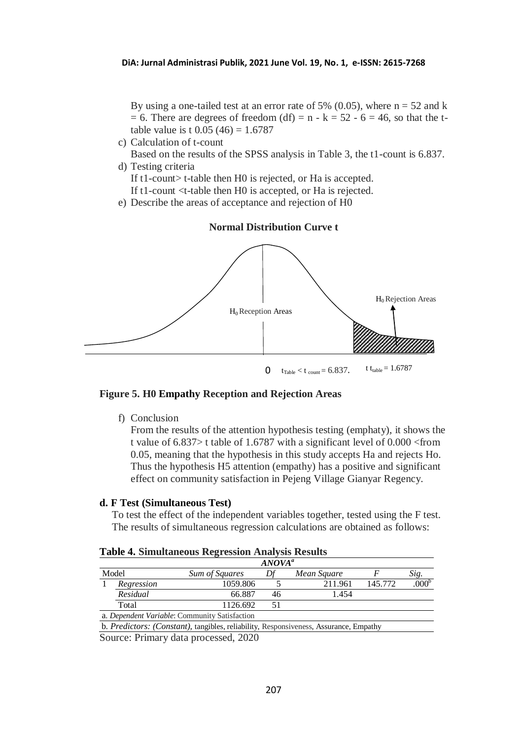By using a one-tailed test at an error rate of 5% (0.05), where n = 52 and k = 6. There are degrees of freedom (df) = n - k = 52 - 6 = 46, so that the t-table value is t 0.05 (46) = 1.6787

c) Calculation of t-count
   Based on the results of the SPSS analysis in Table 3, the t1-count is 6.837.

d) Testing criteria
   If t1-count> t-table then H0 is rejected, or Ha is accepted.
   If t1-count <t-table then H0 is accepted, or Ha is rejected.

e) Describe the areas of acceptance and rejection of H0

**Normal Distribution Curve t**

$H_0$ Reception Areas

$H_0$ Rejection Areas

0 $t_{Table} < t_{count} = 6.837$. $t\ t_{table} = 1.6787$

**Figure 5. H0 Empathy Reception and Rejection Areas**

f) Conclusion
   From the results of the attention hypothesis testing (emphaty), it shows the t value of 6.837> t table of 1.6787 with a significant level of 0.000 <from 0.05, meaning that the hypothesis in this study accepts Ha and rejects Ho. Thus the hypothesis H5 attention (empathy) has a positive and significant effect on community satisfaction in Pejeng Village Gianyar Regency.

**d. F Test (Simultaneous Test)**

To test the effect of the independent variables together, tested using the F test. The results of simultaneous regression calculations are obtained as follows:

**Table 4. Simultaneous Regression Analysis Results**

| ANOVA[a] | | | | | | |
|---|---|---|---|---|---|---|
| Model | | *Sum of Squares* | *Df* | *Mean Square* | *F* | *Sig.* |
| 1 | *Regression* | 1059.806 | 5 | 211.961 | 145.772 | .000[b] |
| | *Residual* | 66.887 | 46 | 1.454 | | |
| | Total | 1126.692 | 51 | | | |

a. *Dependent Variable*: Community Satisfaction

b. *Predictors: (Constant)*, tangibles, reliability, Responsiveness, Assurance, Empathy

Source: Primary data processed, 2020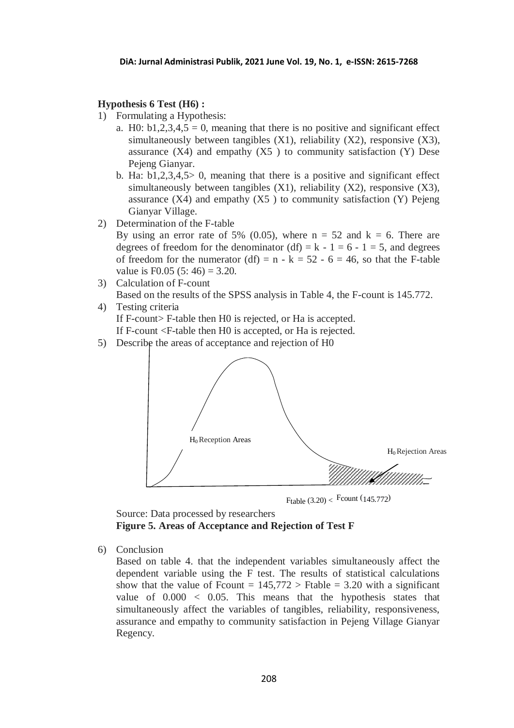**Hypothesis 6 Test (H6) :**

1) Formulating a Hypothesis:
   a. H0: b1,2,3,4,5 = 0, meaning that there is no positive and significant effect simultaneously between tangibles (X1), reliability (X2), responsive (X3), assurance (X4) and empathy (X5 ) to community satisfaction (Y) Dese Pejeng Gianyar.
   b. Ha: b1,2,3,4,5> 0, meaning that there is a positive and significant effect simultaneously between tangibles (X1), reliability (X2), responsive (X3), assurance (X4) and empathy (X5 ) to community satisfaction (Y) Pejeng Gianyar Village.
2) Determination of the F-table
   By using an error rate of 5% (0.05), where n = 52 and k = 6. There are degrees of freedom for the denominator (df) = k - 1 = 6 - 1 = 5, and degrees of freedom for the numerator (df) = n - k = 52 - 6 = 46, so that the F-table value is F0.05 (5: 46) = 3.20.
3) Calculation of F-count
   Based on the results of the SPSS analysis in Table 4, the F-count is 145.772.
4) Testing criteria
   If F-count> F-table then H0 is rejected, or Ha is accepted.
   If F-count <F-table then H0 is accepted, or Ha is rejected.
5) Describe the areas of acceptance and rejection of H0

$H_0$ Reception Areas

$H_0$ Rejection Areas

Ftable (3.20) < Fcount (145.772)

Source: Data processed by researchers

**Figure 5. Areas of Acceptance and Rejection of Test F**

6) Conclusion
   Based on table 4. that the independent variables simultaneously affect the dependent variable using the F test. The results of statistical calculations show that the value of Fcount = 145,772 > Ftable = 3.20 with a significant value of 0.000 < 0.05. This means that the hypothesis states that simultaneously affect the variables of tangibles, reliability, responsiveness, assurance and empathy to community satisfaction in Pejeng Village Gianyar Regency.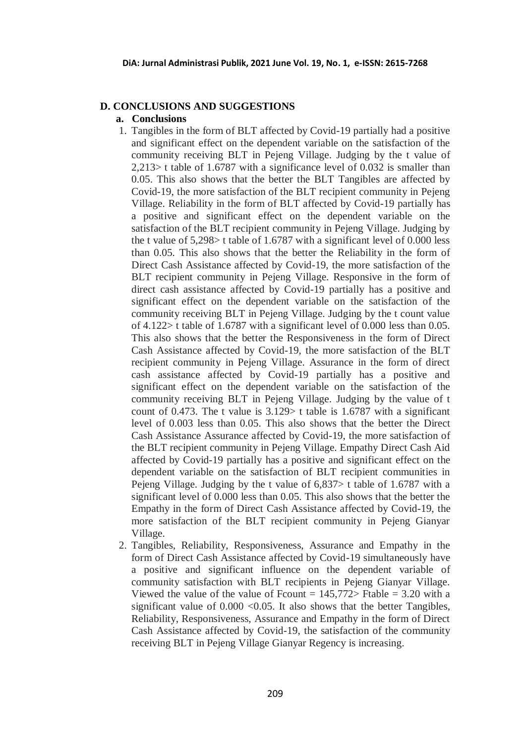## D. CONCLUSIONS AND SUGGESTIONS

### a. Conclusions

1. Tangibles in the form of BLT affected by Covid-19 partially had a positive and significant effect on the dependent variable on the satisfaction of the community receiving BLT in Pejeng Village. Judging by the t value of 2,213> t table of 1.6787 with a significance level of 0.032 is smaller than 0.05. This also shows that the better the BLT Tangibles are affected by Covid-19, the more satisfaction of the BLT recipient community in Pejeng Village. Reliability in the form of BLT affected by Covid-19 partially has a positive and significant effect on the dependent variable on the satisfaction of the BLT recipient community in Pejeng Village. Judging by the t value of 5,298> t table of 1.6787 with a significant level of 0.000 less than 0.05. This also shows that the better the Reliability in the form of Direct Cash Assistance affected by Covid-19, the more satisfaction of the BLT recipient community in Pejeng Village. Responsive in the form of direct cash assistance affected by Covid-19 partially has a positive and significant effect on the dependent variable on the satisfaction of the community receiving BLT in Pejeng Village. Judging by the t count value of 4.122> t table of 1.6787 with a significant level of 0.000 less than 0.05. This also shows that the better the Responsiveness in the form of Direct Cash Assistance affected by Covid-19, the more satisfaction of the BLT recipient community in Pejeng Village. Assurance in the form of direct cash assistance affected by Covid-19 partially has a positive and significant effect on the dependent variable on the satisfaction of the community receiving BLT in Pejeng Village. Judging by the value of t count of 0.473. The t value is 3.129> t table is 1.6787 with a significant level of 0.003 less than 0.05. This also shows that the better the Direct Cash Assistance Assurance affected by Covid-19, the more satisfaction of the BLT recipient community in Pejeng Village. Empathy Direct Cash Aid affected by Covid-19 partially has a positive and significant effect on the dependent variable on the satisfaction of BLT recipient communities in Pejeng Village. Judging by the t value of 6,837> t table of 1.6787 with a significant level of 0.000 less than 0.05. This also shows that the better the Empathy in the form of Direct Cash Assistance affected by Covid-19, the more satisfaction of the BLT recipient community in Pejeng Gianyar Village.
2. Tangibles, Reliability, Responsiveness, Assurance and Empathy in the form of Direct Cash Assistance affected by Covid-19 simultaneously have a positive and significant influence on the dependent variable of community satisfaction with BLT recipients in Pejeng Gianyar Village. Viewed the value of the value of Fcount = 145,772> Ftable = 3.20 with a significant value of 0.000 <0.05. It also shows that the better Tangibles, Reliability, Responsiveness, Assurance and Empathy in the form of Direct Cash Assistance affected by Covid-19, the satisfaction of the community receiving BLT in Pejeng Village Gianyar Regency is increasing.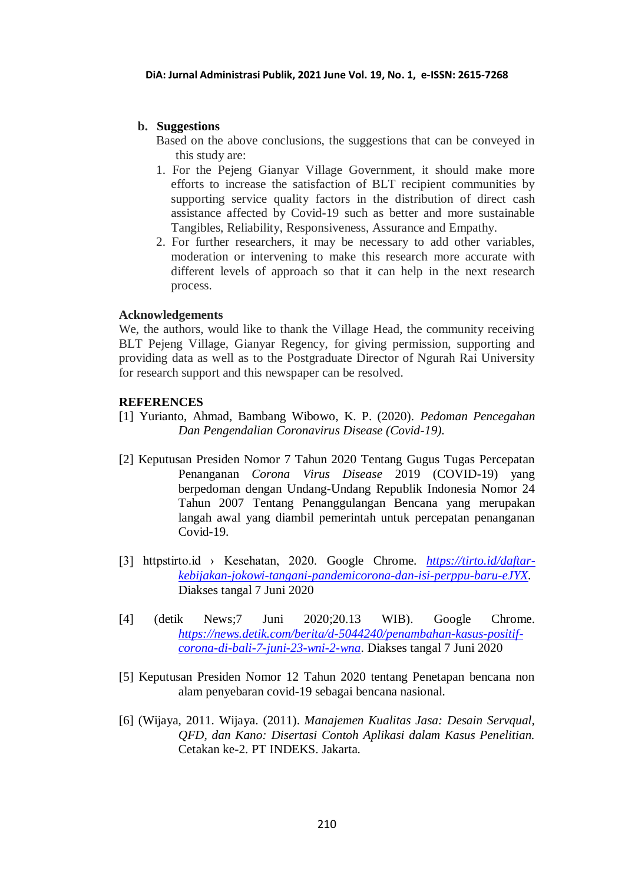### b. Suggestions

Based on the above conclusions, the suggestions that can be conveyed in this study are:

1. For the Pejeng Gianyar Village Government, it should make more efforts to increase the satisfaction of BLT recipient communities by supporting service quality factors in the distribution of direct cash assistance affected by Covid-19 such as better and more sustainable Tangibles, Reliability, Responsiveness, Assurance and Empathy.
2. For further researchers, it may be necessary to add other variables, moderation or intervening to make this research more accurate with different levels of approach so that it can help in the next research process.

## Acknowledgements

We, the authors, would like to thank the Village Head, the community receiving BLT Pejeng Village, Gianyar Regency, for giving permission, supporting and providing data as well as to the Postgraduate Director of Ngurah Rai University for research support and this newspaper can be resolved.

## REFERENCES

[1] Yurianto, Ahmad, Bambang Wibowo, K. P. (2020). *Pedoman Pencegahan Dan Pengendalian Coronavirus Disease (Covid-19).*

[2] Keputusan Presiden Nomor 7 Tahun 2020 Tentang Gugus Tugas Percepatan Penanganan *Corona Virus Disease* 2019 (COVID-19) yang berpedoman dengan Undang-Undang Republik Indonesia Nomor 24 Tahun 2007 Tentang Penanggulangan Bencana yang merupakan langah awal yang diambil pemerintah untuk percepatan penanganan Covid-19.

[3] httpstirto.id › Kesehatan, 2020. Google Chrome. *https://tirto.id/daftar-kebijakan-jokowi-tangani-pandemicorona-dan-isi-perppu-baru-eJYX*. Diakses tangal 7 Juni 2020

[4] (detik News;7 Juni 2020;20.13 WIB). Google Chrome. *https://news.detik.com/berita/d-5044240/penambahan-kasus-positif-corona-di-bali-7-juni-23-wni-2-wna*. Diakses tangal 7 Juni 2020

[5] Keputusan Presiden Nomor 12 Tahun 2020 tentang Penetapan bencana non alam penyebaran covid-19 sebagai bencana nasional.

[6] (Wijaya, 2011. Wijaya. (2011). *Manajemen Kualitas Jasa: Desain Servqual, QFD, dan Kano: Disertasi Contoh Aplikasi dalam Kasus Penelitian.* Cetakan ke-2. PT INDEKS. Jakarta.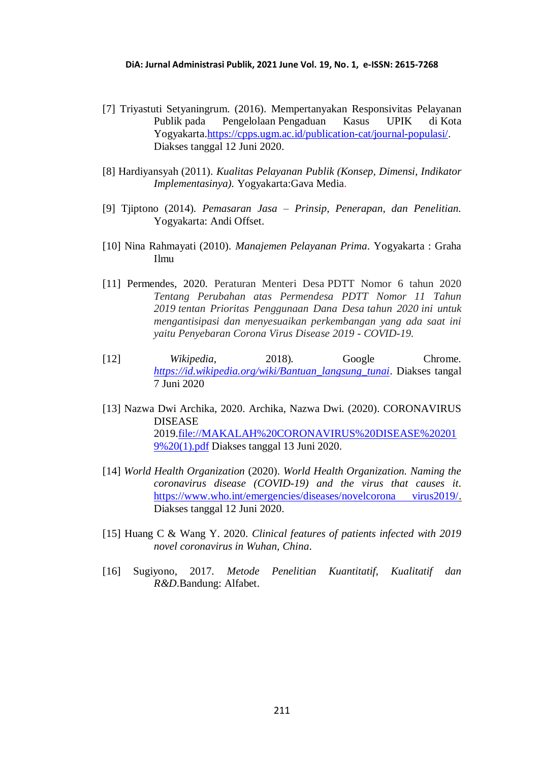[7] Triyastuti Setyaningrum. (2016). Mempertanyakan Responsivitas Pelayanan Publik pada Pengelolaan Pengaduan Kasus UPIK di Kota Yogyakarta.https://cpps.ugm.ac.id/publication-cat/journal-populasi/. Diakses tanggal 12 Juni 2020.

[8] Hardiyansyah (2011). *Kualitas Pelayanan Publik (Konsep, Dimensi, Indikator Implementasinya).* Yogyakarta:Gava Media.

[9] Tjiptono (2014). *Pemasaran Jasa – Prinsip, Penerapan, dan Penelitian.* Yogyakarta: Andi Offset.

[10] Nina Rahmayati (2010). *Manajemen Pelayanan Prima*. Yogyakarta : Graha Ilmu

[11] Permendes, 2020. Peraturan Menteri Desa PDTT Nomor 6 tahun 2020 *Tentang Perubahan atas Permendesa PDTT Nomor 11 Tahun 2019 tentan Prioritas Penggunaan Dana Desa tahun 2020 ini untuk mengantisipasi dan menyesuaikan perkembangan yang ada saat ini yaitu Penyebaran Corona Virus Disease 2019 - COVID-19.*

[12] *Wikipedia,* 2018). Google Chrome. *https://id.wikipedia.org/wiki/Bantuan_langsung_tunai*. Diakses tangal 7 Juni 2020

[13] Nazwa Dwi Archika, 2020. Archika, Nazwa Dwi. (2020). CORONAVIRUS DISEASE 2019.file://MAKALAH%20CORONAVIRUS%20DISEASE%202019%20(1).pdf Diakses tanggal 13 Juni 2020.

[14] *World Health Organization* (2020). *World Health Organization. Naming the coronavirus disease (COVID-19) and the virus that causes it.* https://www.who.int/emergencies/diseases/novelcorona virus2019/. Diakses tanggal 12 Juni 2020.

[15] Huang C & Wang Y. 2020. *Clinical features of patients infected with 2019 novel coronavirus in Wuhan, China*.

[16] Sugiyono, 2017. *Metode Penelitian Kuantitatif, Kualitatif dan R&D.*Bandung: Alfabet.